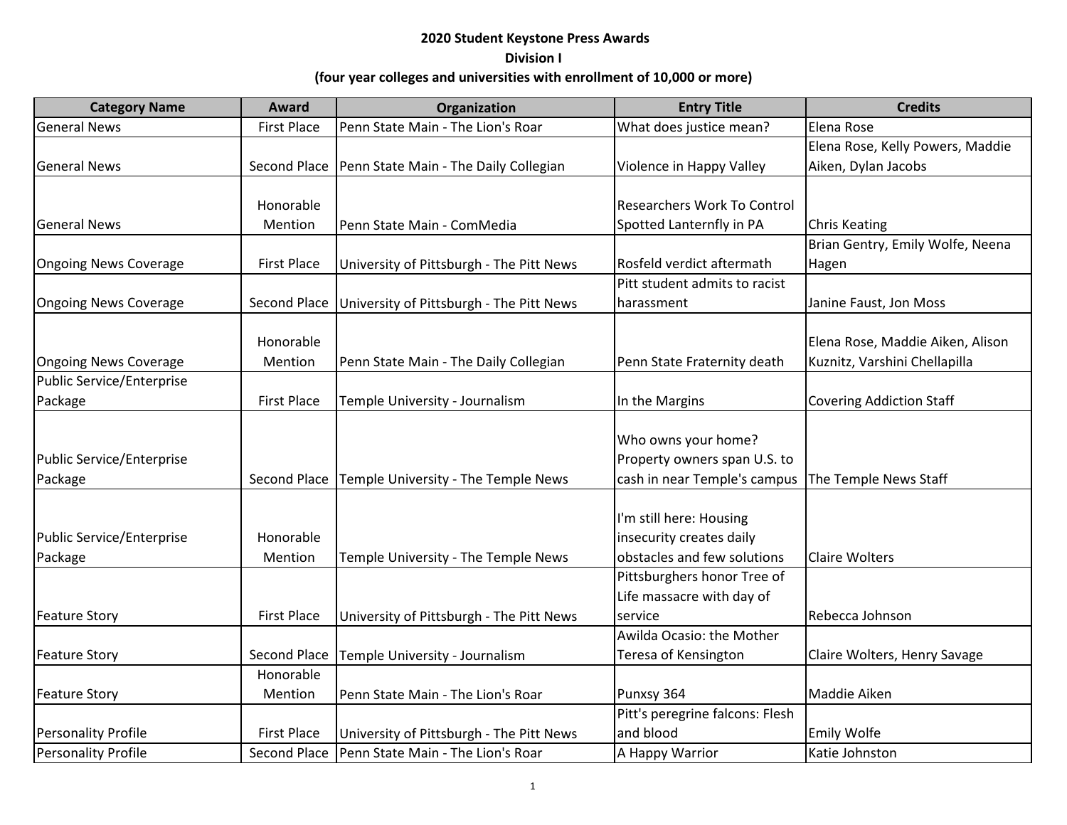**2020 Student Keystone Press Awards**

**Division I**

**(four year colleges and universities with enrollment of 10,000 or more)**

| Category Name | Award | Organization | Entry Title | Credits |
| --- | --- | --- | --- | --- |
| General News | First Place | Penn State Main - The Lion's Roar | What does justice mean? | Elena Rose |
| General News | Second Place | Penn State Main - The Daily Collegian | Violence in Happy Valley | Elena Rose, Kelly Powers, Maddie Aiken, Dylan Jacobs |
| General News | Honorable Mention | Penn State Main - ComMedia | Researchers Work To Control Spotted Lanternfly in PA | Chris Keating |
| Ongoing News Coverage | First Place | University of Pittsburgh - The Pitt News | Rosfeld verdict aftermath | Brian Gentry, Emily Wolfe, Neena Hagen |
| Ongoing News Coverage | Second Place | University of Pittsburgh - The Pitt News | Pitt student admits to racist harassment | Janine Faust, Jon Moss |
| Ongoing News Coverage | Honorable Mention | Penn State Main - The Daily Collegian | Penn State Fraternity death | Elena Rose, Maddie Aiken, Alison Kuznitz, Varshini Chellapilla |
| Public Service/Enterprise Package | First Place | Temple University - Journalism | In the Margins | Covering Addiction Staff |
| Public Service/Enterprise Package | Second Place | Temple University - The Temple News | Who owns your home? Property owners span U.S. to cash in near Temple's campus | The Temple News Staff |
| Public Service/Enterprise Package | Honorable Mention | Temple University - The Temple News | I'm still here: Housing insecurity creates daily obstacles and few solutions | Claire Wolters |
| Feature Story | First Place | University of Pittsburgh - The Pitt News | Pittsburghers honor Tree of Life massacre with day of service | Rebecca Johnson |
| Feature Story | Second Place | Temple University - Journalism | Awilda Ocasio: the Mother Teresa of Kensington | Claire Wolters, Henry Savage |
| Feature Story | Honorable Mention | Penn State Main - The Lion's Roar | Punxsy 364 | Maddie Aiken |
| Personality Profile | First Place | University of Pittsburgh - The Pitt News | Pitt's peregrine falcons: Flesh and blood | Emily Wolfe |
| Personality Profile | Second Place | Penn State Main - The Lion's Roar | A Happy Warrior | Katie Johnston |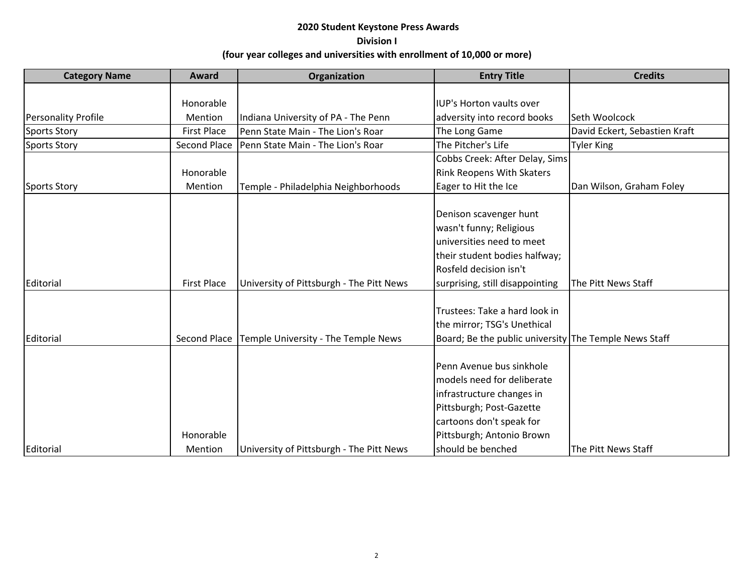**2020 Student Keystone Press Awards**

**Division I**

**(four year colleges and universities with enrollment of 10,000 or more)**

| Category Name | Award | Organization | Entry Title | Credits |
|---|---|---|---|---|
| Personality Profile | Honorable Mention | Indiana University of PA - The Penn | IUP's Horton vaults over adversity into record books | Seth Woolcock |
| Sports Story | First Place | Penn State Main - The Lion's Roar | The Long Game | David Eckert, Sebastien Kraft |
| Sports Story | Second Place | Penn State Main - The Lion's Roar | The Pitcher's Life | Tyler King |
| Sports Story | Honorable Mention | Temple - Philadelphia Neighborhoods | Cobbs Creek: After Delay, Sims Rink Reopens With Skaters Eager to Hit the Ice | Dan Wilson, Graham Foley |
| Editorial | First Place | University of Pittsburgh - The Pitt News | Denison scavenger hunt wasn't funny; Religious universities need to meet their student bodies halfway; Rosfeld decision isn't surprising, still disappointing | The Pitt News Staff |
| Editorial | Second Place | Temple University - The Temple News | Trustees: Take a hard look in the mirror; TSG's Unethical Board; Be the public university | The Temple News Staff |
| Editorial | Honorable Mention | University of Pittsburgh - The Pitt News | Penn Avenue bus sinkhole models need for deliberate infrastructure changes in Pittsburgh; Post-Gazette cartoons don't speak for Pittsburgh; Antonio Brown should be benched | The Pitt News Staff |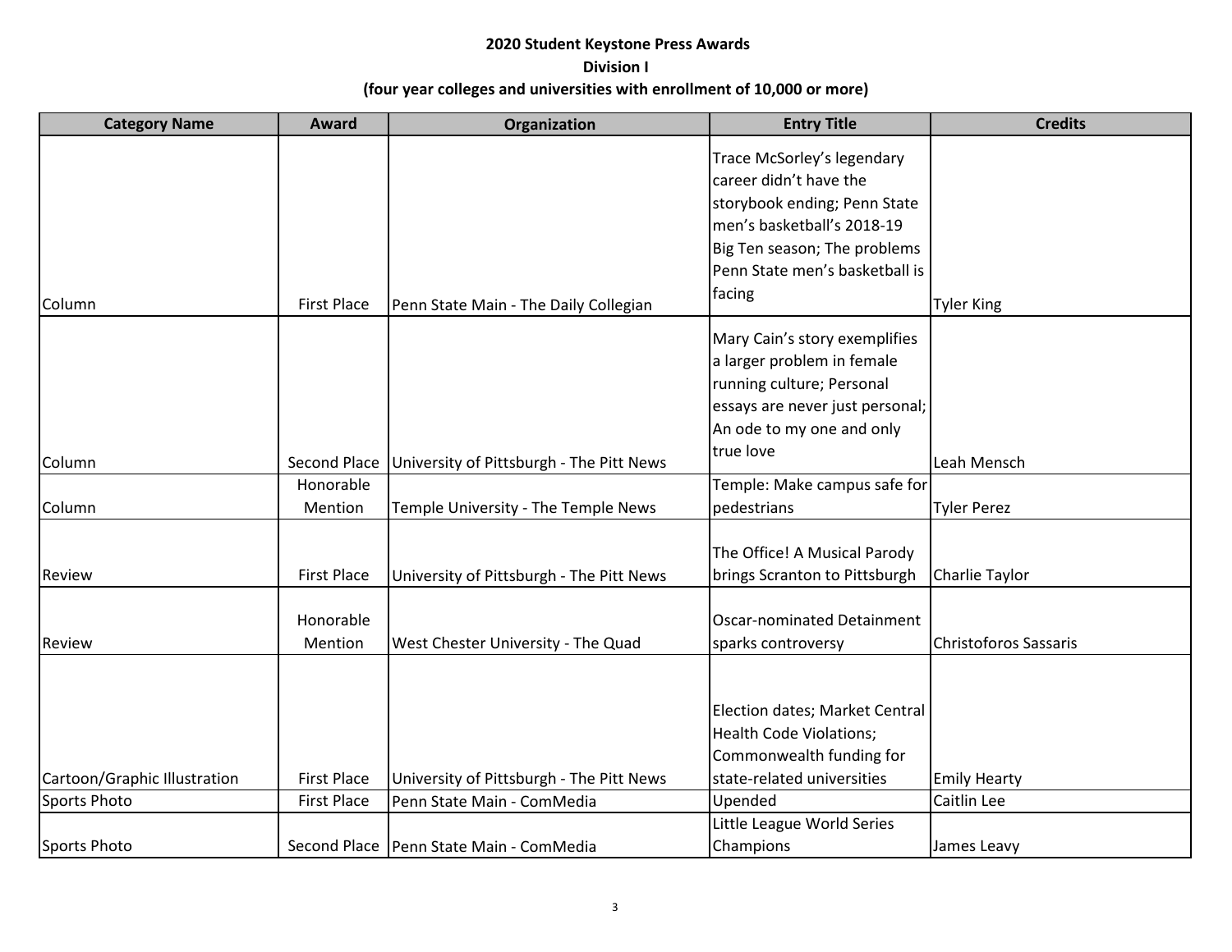**2020 Student Keystone Press Awards**

**Division I**

**(four year colleges and universities with enrollment of 10,000 or more)**

| Category Name | Award | Organization | Entry Title | Credits |
|---|---|---|---|---|
| Column | First Place | Penn State Main - The Daily Collegian | Trace McSorley's legendary career didn't have the storybook ending; Penn State men's basketball's 2018-19 Big Ten season; The problems Penn State men's basketball is facing | Tyler King |
| Column | Second Place | University of Pittsburgh - The Pitt News | Mary Cain's story exemplifies a larger problem in female running culture; Personal essays are never just personal; An ode to my one and only true love | Leah Mensch |
| Column | Honorable Mention | Temple University - The Temple News | Temple: Make campus safe for pedestrians | Tyler Perez |
| Review | First Place | University of Pittsburgh - The Pitt News | The Office! A Musical Parody brings Scranton to Pittsburgh | Charlie Taylor |
| Review | Honorable Mention | West Chester University - The Quad | Oscar-nominated Detainment sparks controversy | Christoforos Sassaris |
| Cartoon/Graphic Illustration | First Place | University of Pittsburgh - The Pitt News | Election dates; Market Central Health Code Violations; Commonwealth funding for state-related universities | Emily Hearty |
| Sports Photo | First Place | Penn State Main - ComMedia | Upended | Caitlin Lee |
| Sports Photo | Second Place | Penn State Main - ComMedia | Little League World Series Champions | James Leavy |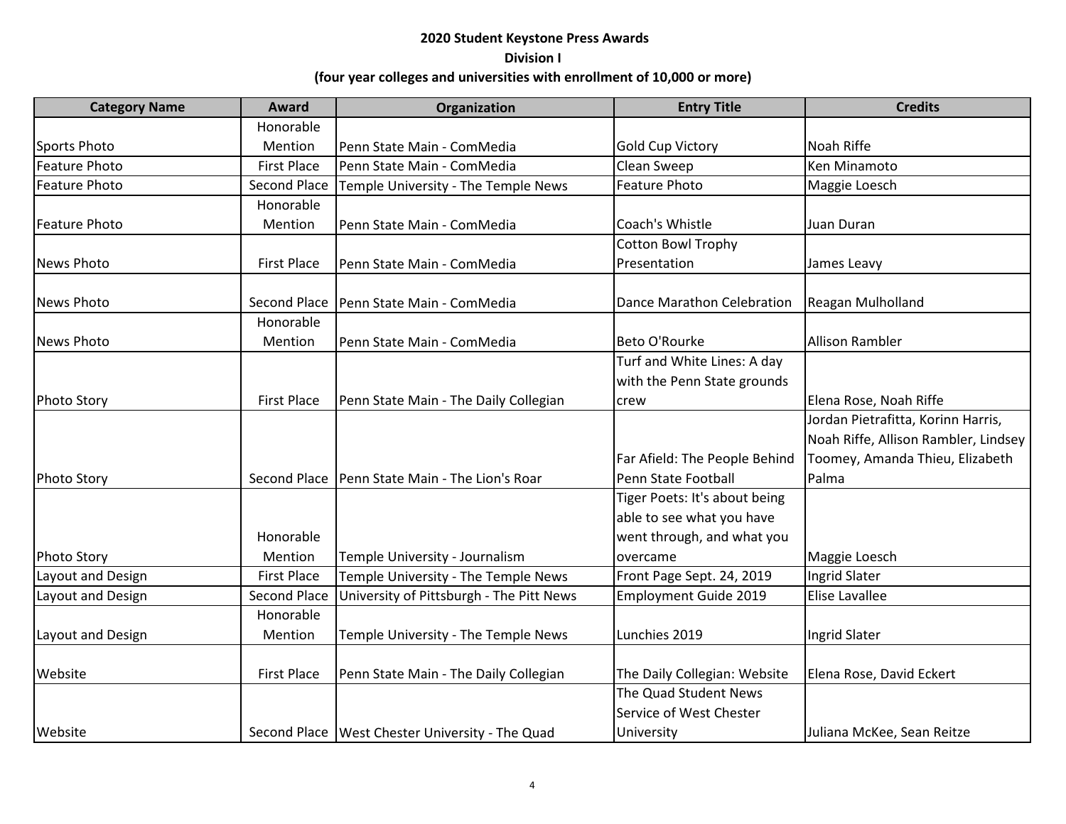**2020 Student Keystone Press Awards**

**Division I**

**(four year colleges and universities with enrollment of 10,000 or more)**

| Category Name | Award | Organization | Entry Title | Credits |
|---|---|---|---|---|
| Sports Photo | Honorable Mention | Penn State Main - ComMedia | Gold Cup Victory | Noah Riffe |
| Feature Photo | First Place | Penn State Main - ComMedia | Clean Sweep | Ken Minamoto |
| Feature Photo | Second Place | Temple University - The Temple News | Feature Photo | Maggie Loesch |
| Feature Photo | Honorable Mention | Penn State Main - ComMedia | Coach's Whistle | Juan Duran |
| News Photo | First Place | Penn State Main - ComMedia | Cotton Bowl Trophy Presentation | James Leavy |
| News Photo | Second Place | Penn State Main - ComMedia | Dance Marathon Celebration | Reagan Mulholland |
| News Photo | Honorable Mention | Penn State Main - ComMedia | Beto O'Rourke | Allison Rambler |
| Photo Story | First Place | Penn State Main - The Daily Collegian | Turf and White Lines: A day with the Penn State grounds crew | Elena Rose, Noah Riffe |
| Photo Story | Second Place | Penn State Main - The Lion's Roar | Far Afield: The People Behind Penn State Football | Jordan Pietrafitta, Korinn Harris, Noah Riffe, Allison Rambler, Lindsey Toomey, Amanda Thieu, Elizabeth Palma |
| Photo Story | Honorable Mention | Temple University - Journalism | Tiger Poets: It's about being able to see what you have went through, and what you overcame | Maggie Loesch |
| Layout and Design | First Place | Temple University - The Temple News | Front Page Sept. 24, 2019 | Ingrid Slater |
| Layout and Design | Second Place | University of Pittsburgh - The Pitt News | Employment Guide 2019 | Elise Lavallee |
| Layout and Design | Honorable Mention | Temple University - The Temple News | Lunchies 2019 | Ingrid Slater |
| Website | First Place | Penn State Main - The Daily Collegian | The Daily Collegian: Website | Elena Rose, David Eckert |
| Website | Second Place | West Chester University - The Quad | The Quad Student News Service of West Chester University | Juliana McKee, Sean Reitze |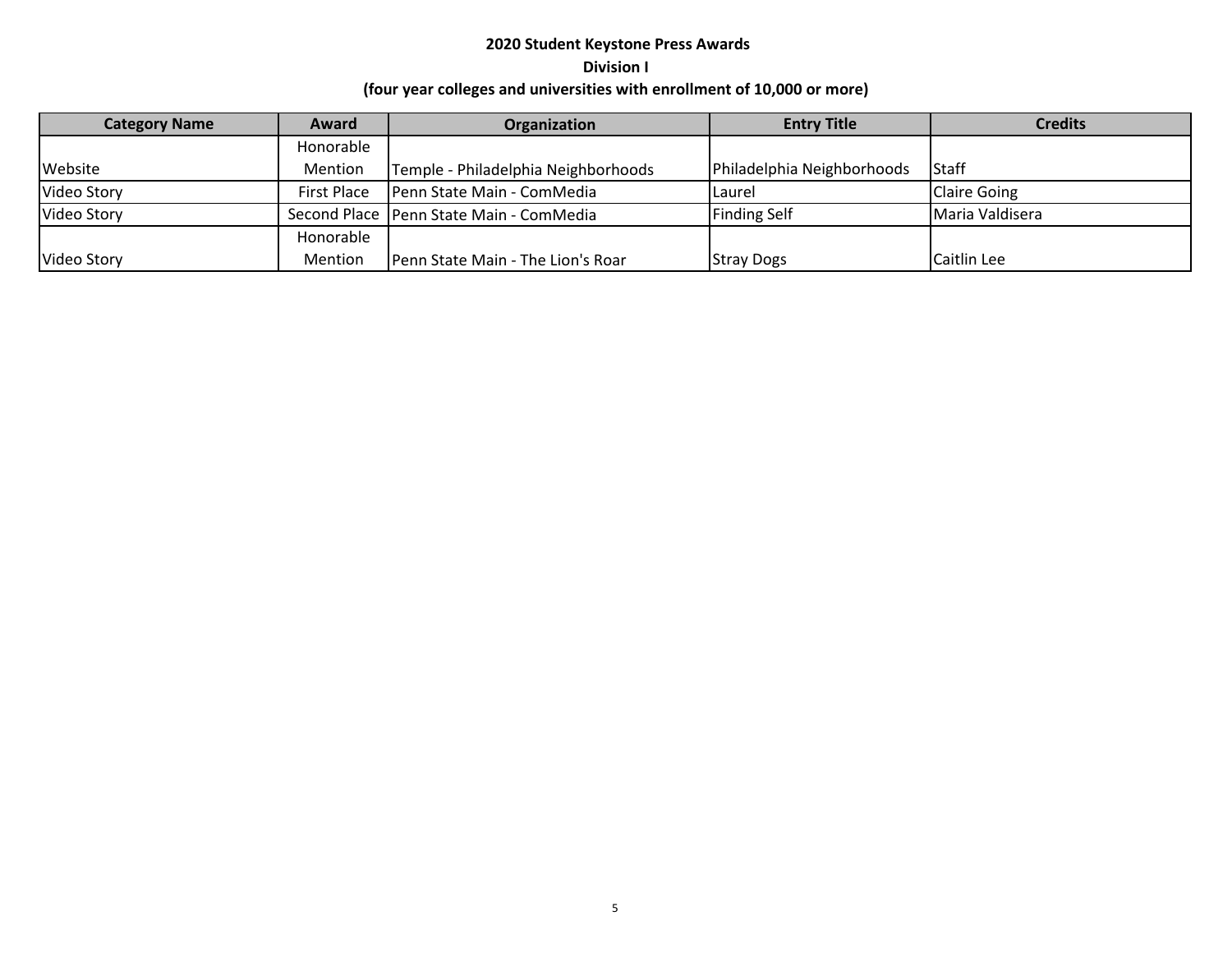**2020 Student Keystone Press Awards**

**Division I**

**(four year colleges and universities with enrollment of 10,000 or more)**

| Category Name | Award | Organization | Entry Title | Credits |
|---|---|---|---|---|
| Website | Honorable Mention | Temple - Philadelphia Neighborhoods | Philadelphia Neighborhoods | Staff |
| Video Story | First Place | Penn State Main - ComMedia | Laurel | Claire Going |
| Video Story | Second Place | Penn State Main - ComMedia | Finding Self | Maria Valdisera |
| Video Story | Honorable Mention | Penn State Main - The Lion's Roar | Stray Dogs | Caitlin Lee |